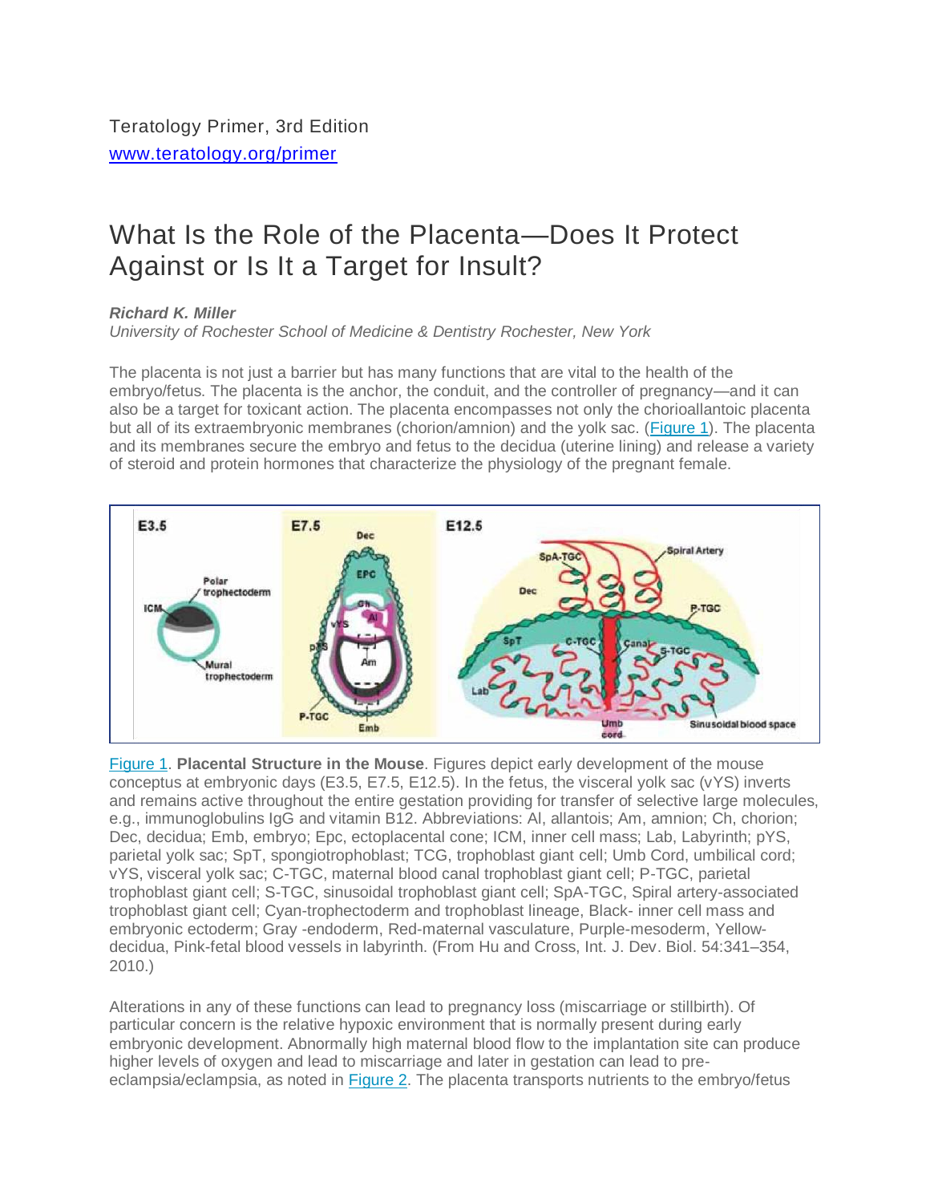Teratology Primer, 3rd Edition
[www.teratology.org/primer](http://www.teratology.org/primer)

# What Is the Role of the Placenta—Does It Protect Against or Is It a Target for Insult?

***Richard K. Miller***
*University of Rochester School of Medicine & Dentistry Rochester, New York*

The placenta is not just a barrier but has many functions that are vital to the health of the embryo/fetus. The placenta is the anchor, the conduit, and the controller of pregnancy—and it can also be a target for toxicant action. The placenta encompasses not only the chorioallantoic placenta but all of its extraembryonic membranes (chorion/amnion) and the yolk sac. (Figure 1). The placenta and its membranes secure the embryo and fetus to the decidua (uterine lining) and release a variety of steroid and protein hormones that characterize the physiology of the pregnant female.

Figure 1. **Placental Structure in the Mouse**. Figures depict early development of the mouse conceptus at embryonic days (E3.5, E7.5, E12.5). In the fetus, the visceral yolk sac (vYS) inverts and remains active throughout the entire gestation providing for transfer of selective large molecules, e.g., immunoglobulins IgG and vitamin B12. Abbreviations: Al, allantois; Am, amnion; Ch, chorion; Dec, decidua; Emb, embryo; Epc, ectoplacental cone; ICM, inner cell mass; Lab, Labyrinth; pYS, parietal yolk sac; SpT, spongiotrophoblast; TCG, trophoblast giant cell; Umb Cord, umbilical cord; vYS, visceral yolk sac; C-TGC, maternal blood canal trophoblast giant cell; P-TGC, parietal trophoblast giant cell; S-TGC, sinusoidal trophoblast giant cell; SpA-TGC, Spiral artery-associated trophoblast giant cell; Cyan-trophectoderm and trophoblast lineage, Black- inner cell mass and embryonic ectoderm; Gray -endoderm, Red-maternal vasculature, Purple-mesoderm, Yellow-decidua, Pink-fetal blood vessels in labyrinth. (From Hu and Cross, Int. J. Dev. Biol. 54:341–354, 2010.)

Alterations in any of these functions can lead to pregnancy loss (miscarriage or stillbirth). Of particular concern is the relative hypoxic environment that is normally present during early embryonic development. Abnormally high maternal blood flow to the implantation site can produce higher levels of oxygen and lead to miscarriage and later in gestation can lead to pre-eclampsia/eclampsia, as noted in Figure 2. The placenta transports nutrients to the embryo/fetus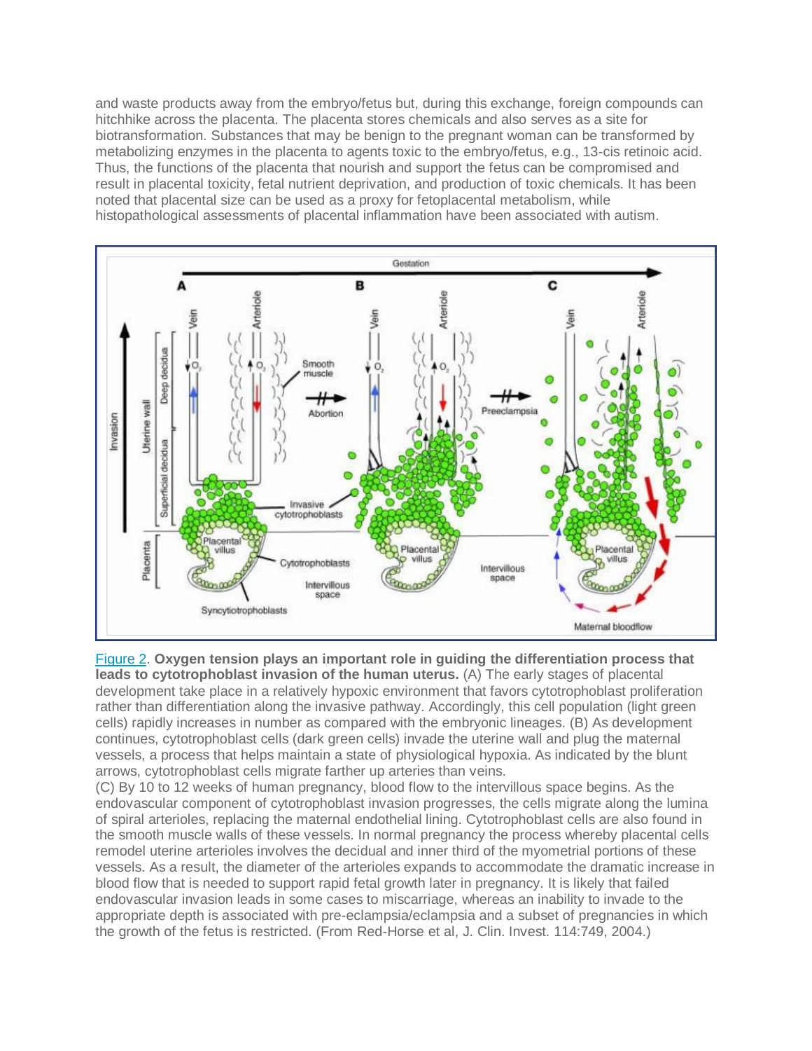and waste products away from the embryo/fetus but, during this exchange, foreign compounds can hitchhike across the placenta. The placenta stores chemicals and also serves as a site for biotransformation. Substances that may be benign to the pregnant woman can be transformed by metabolizing enzymes in the placenta to agents toxic to the embryo/fetus, e.g., 13-cis retinoic acid. Thus, the functions of the placenta that nourish and support the fetus can be compromised and result in placental toxicity, fetal nutrient deprivation, and production of toxic chemicals. It has been noted that placental size can be used as a proxy for fetoplacental metabolism, while histopathological assessments of placental inflammation have been associated with autism.

Figure 2. **Oxygen tension plays an important role in guiding the differentiation process that leads to cytotrophoblast invasion of the human uterus.** (A) The early stages of placental development take place in a relatively hypoxic environment that favors cytotrophoblast proliferation rather than differentiation along the invasive pathway. Accordingly, this cell population (light green cells) rapidly increases in number as compared with the embryonic lineages. (B) As development continues, cytotrophoblast cells (dark green cells) invade the uterine wall and plug the maternal vessels, a process that helps maintain a state of physiological hypoxia. As indicated by the blunt arrows, cytotrophoblast cells migrate farther up arteries than veins.
(C) By 10 to 12 weeks of human pregnancy, blood flow to the intervillous space begins. As the endovascular component of cytotrophoblast invasion progresses, the cells migrate along the lumina of spiral arterioles, replacing the maternal endothelial lining. Cytotrophoblast cells are also found in the smooth muscle walls of these vessels. In normal pregnancy the process whereby placental cells remodel uterine arterioles involves the decidual and inner third of the myometrial portions of these vessels. As a result, the diameter of the arterioles expands to accommodate the dramatic increase in blood flow that is needed to support rapid fetal growth later in pregnancy. It is likely that failed endovascular invasion leads in some cases to miscarriage, whereas an inability to invade to the appropriate depth is associated with pre-eclampsia/eclampsia and a subset of pregnancies in which the growth of the fetus is restricted. (From Red-Horse et al, J. Clin. Invest. 114:749, 2004.)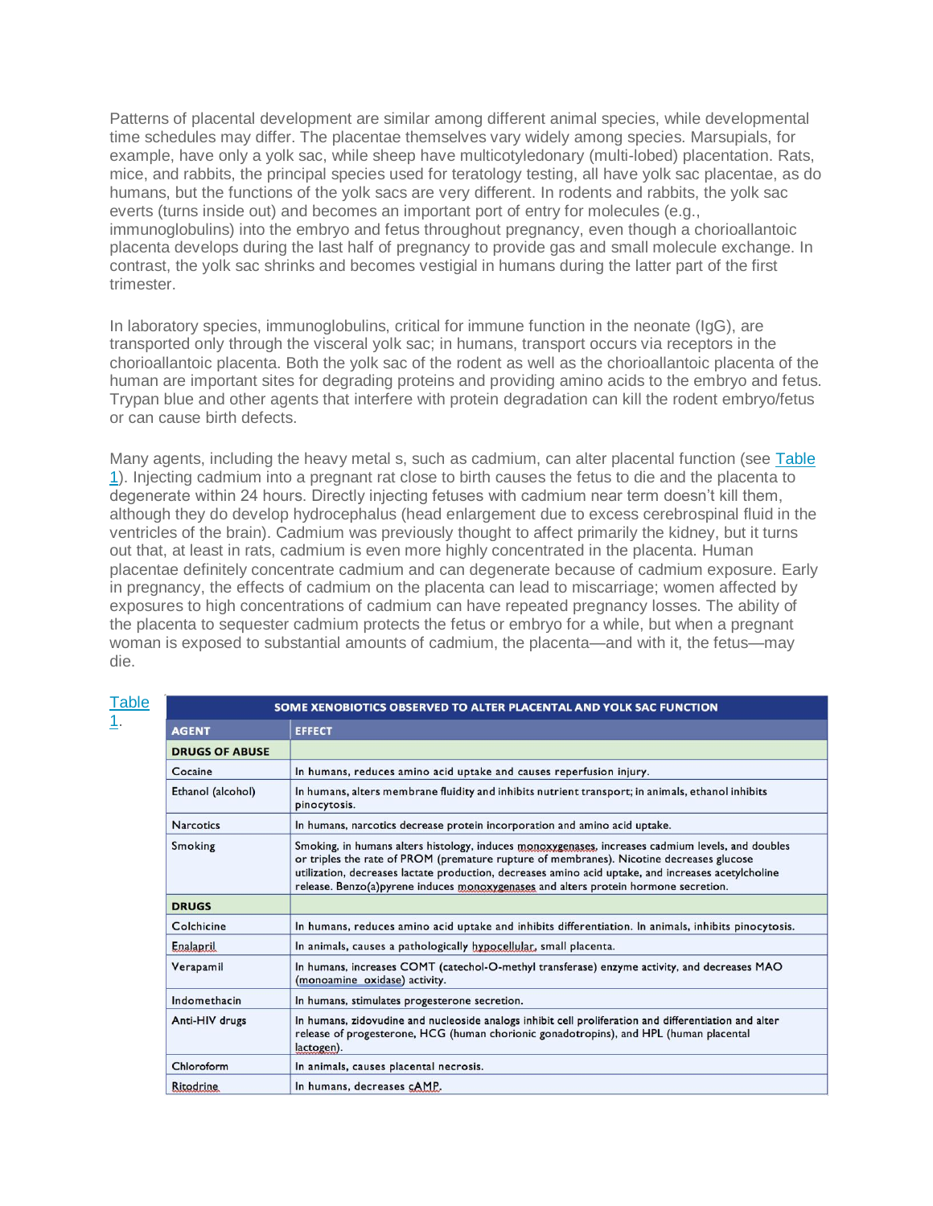Patterns of placental development are similar among different animal species, while developmental time schedules may differ. The placentae themselves vary widely among species. Marsupials, for example, have only a yolk sac, while sheep have multicotyledonary (multi-lobed) placentation. Rats, mice, and rabbits, the principal species used for teratology testing, all have yolk sac placentae, as do humans, but the functions of the yolk sacs are very different. In rodents and rabbits, the yolk sac everts (turns inside out) and becomes an important port of entry for molecules (e.g., immunoglobulins) into the embryo and fetus throughout pregnancy, even though a chorioallantoic placenta develops during the last half of pregnancy to provide gas and small molecule exchange. In contrast, the yolk sac shrinks and becomes vestigial in humans during the latter part of the first trimester.

In laboratory species, immunoglobulins, critical for immune function in the neonate (IgG), are transported only through the visceral yolk sac; in humans, transport occurs via receptors in the chorioallantoic placenta. Both the yolk sac of the rodent as well as the chorioallantoic placenta of the human are important sites for degrading proteins and providing amino acids to the embryo and fetus. Trypan blue and other agents that interfere with protein degradation can kill the rodent embryo/fetus or can cause birth defects.

Many agents, including the heavy metal s, such as cadmium, can alter placental function (see Table 1). Injecting cadmium into a pregnant rat close to birth causes the fetus to die and the placenta to degenerate within 24 hours. Directly injecting fetuses with cadmium near term doesn't kill them, although they do develop hydrocephalus (head enlargement due to excess cerebrospinal fluid in the ventricles of the brain). Cadmium was previously thought to affect primarily the kidney, but it turns out that, at least in rats, cadmium is even more highly concentrated in the placenta. Human placentae definitely concentrate cadmium and can degenerate because of cadmium exposure. Early in pregnancy, the effects of cadmium on the placenta can lead to miscarriage; women affected by exposures to high concentrations of cadmium can have repeated pregnancy losses. The ability of the placenta to sequester cadmium protects the fetus or embryo for a while, but when a pregnant woman is exposed to substantial amounts of cadmium, the placenta—and with it, the fetus—may die.

Table 1.

**SOME XENOBIOTICS OBSERVED TO ALTER PLACENTAL AND YOLK SAC FUNCTION**

| AGENT | EFFECT |
|---|---|
| **DRUGS OF ABUSE** | |
| Cocaine | In humans, reduces amino acid uptake and causes reperfusion injury. |
| Ethanol (alcohol) | In humans, alters membrane fluidity and inhibits nutrient transport; in animals, ethanol inhibits pinocytosis. |
| Narcotics | In humans, narcotics decrease protein incorporation and amino acid uptake. |
| Smoking | Smoking, in humans alters histology, induces monoxygenases, increases cadmium levels, and doubles or triples the rate of PROM (premature rupture of membranes). Nicotine decreases glucose utilization, decreases lactate production, decreases amino acid uptake, and increases acetylcholine release. Benzo(a)pyrene induces monoxygenases and alters protein hormone secretion. |
| **DRUGS** | |
| Colchicine | In humans, reduces amino acid uptake and inhibits differentiation. In animals, inhibits pinocytosis. |
| Enalapril | In animals, causes a pathologically hypocellular, small placenta. |
| Verapamil | In humans, increases COMT (catechol-O-methyl transferase) enzyme activity, and decreases MAO (monoamine oxidase) activity. |
| Indomethacin | In humans, stimulates progesterone secretion. |
| Anti-HIV drugs | In humans, zidovudine and nucleoside analogs inhibit cell proliferation and differentiation and alter release of progesterone, HCG (human chorionic gonadotropins), and HPL (human placental lactogen). |
| Chloroform | In animals, causes placental necrosis. |
| Ritodrine | In humans, decreases cAMP. |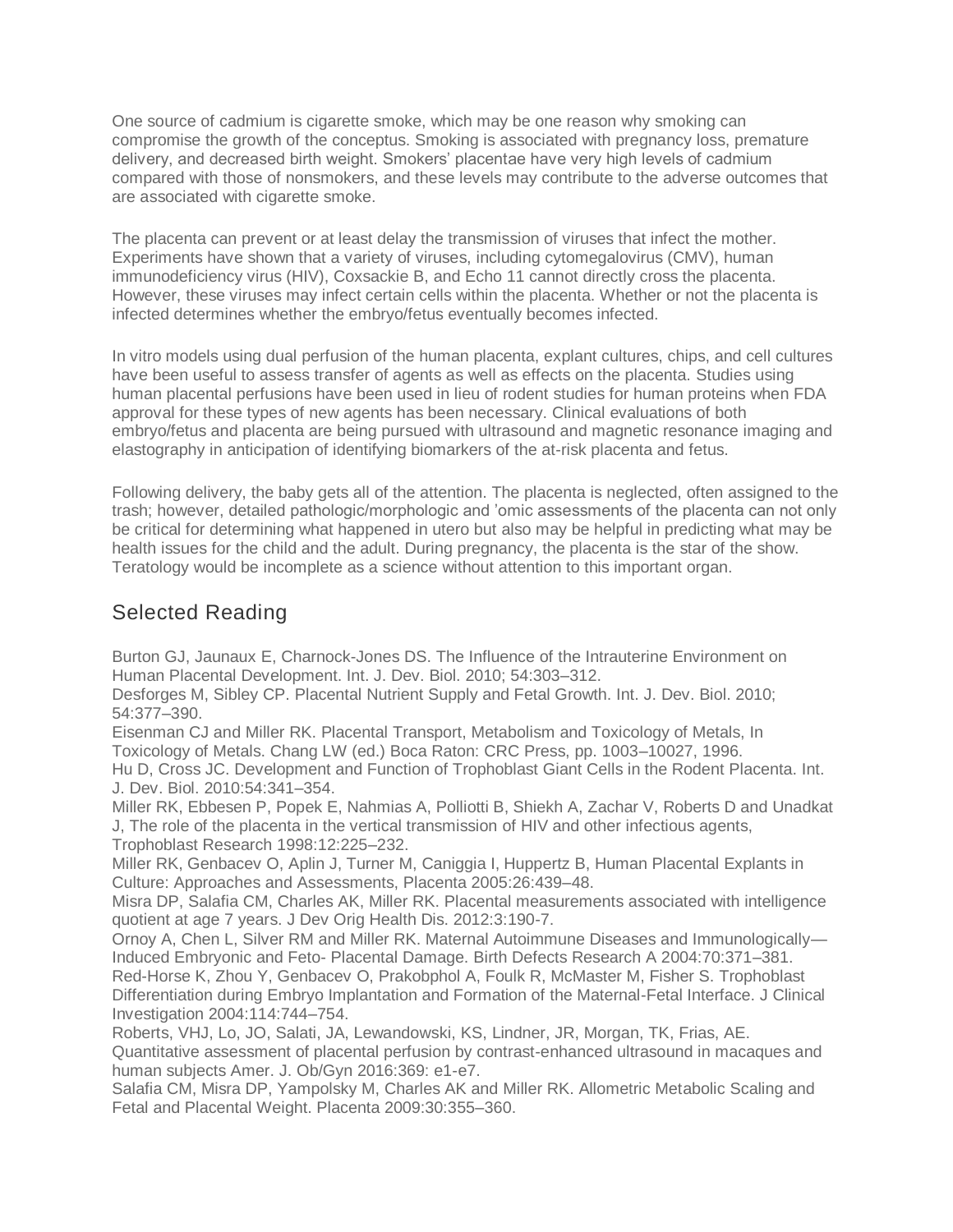One source of cadmium is cigarette smoke, which may be one reason why smoking can compromise the growth of the conceptus. Smoking is associated with pregnancy loss, premature delivery, and decreased birth weight. Smokers' placentae have very high levels of cadmium compared with those of nonsmokers, and these levels may contribute to the adverse outcomes that are associated with cigarette smoke.

The placenta can prevent or at least delay the transmission of viruses that infect the mother. Experiments have shown that a variety of viruses, including cytomegalovirus (CMV), human immunodeficiency virus (HIV), Coxsackie B, and Echo 11 cannot directly cross the placenta. However, these viruses may infect certain cells within the placenta. Whether or not the placenta is infected determines whether the embryo/fetus eventually becomes infected.

In vitro models using dual perfusion of the human placenta, explant cultures, chips, and cell cultures have been useful to assess transfer of agents as well as effects on the placenta. Studies using human placental perfusions have been used in lieu of rodent studies for human proteins when FDA approval for these types of new agents has been necessary. Clinical evaluations of both embryo/fetus and placenta are being pursued with ultrasound and magnetic resonance imaging and elastography in anticipation of identifying biomarkers of the at-risk placenta and fetus.

Following delivery, the baby gets all of the attention. The placenta is neglected, often assigned to the trash; however, detailed pathologic/morphologic and 'omic assessments of the placenta can not only be critical for determining what happened in utero but also may be helpful in predicting what may be health issues for the child and the adult. During pregnancy, the placenta is the star of the show. Teratology would be incomplete as a science without attention to this important organ.

## Selected Reading

Burton GJ, Jaunaux E, Charnock-Jones DS. The Influence of the Intrauterine Environment on Human Placental Development. Int. J. Dev. Biol. 2010; 54:303–312.

Desforges M, Sibley CP. Placental Nutrient Supply and Fetal Growth. Int. J. Dev. Biol. 2010; 54:377–390.

Eisenman CJ and Miller RK. Placental Transport, Metabolism and Toxicology of Metals, In Toxicology of Metals. Chang LW (ed.) Boca Raton: CRC Press, pp. 1003–10027, 1996.

Hu D, Cross JC. Development and Function of Trophoblast Giant Cells in the Rodent Placenta. Int. J. Dev. Biol. 2010:54:341–354.

Miller RK, Ebbesen P, Popek E, Nahmias A, Polliotti B, Shiekh A, Zachar V, Roberts D and Unadkat J, The role of the placenta in the vertical transmission of HIV and other infectious agents, Trophoblast Research 1998:12:225–232.

Miller RK, Genbacev O, Aplin J, Turner M, Caniggia I, Huppertz B, Human Placental Explants in Culture: Approaches and Assessments, Placenta 2005:26:439–48.

Misra DP, Salafia CM, Charles AK, Miller RK. Placental measurements associated with intelligence quotient at age 7 years. J Dev Orig Health Dis. 2012:3:190-7.

Ornoy A, Chen L, Silver RM and Miller RK. Maternal Autoimmune Diseases and Immunologically—Induced Embryonic and Feto- Placental Damage. Birth Defects Research A 2004:70:371–381.

Red-Horse K, Zhou Y, Genbacev O, Prakobphol A, Foulk R, McMaster M, Fisher S. Trophoblast Differentiation during Embryo Implantation and Formation of the Maternal-Fetal Interface. J Clinical Investigation 2004:114:744–754.

Roberts, VHJ, Lo, JO, Salati, JA, Lewandowski, KS, Lindner, JR, Morgan, TK, Frias, AE. Quantitative assessment of placental perfusion by contrast-enhanced ultrasound in macaques and human subjects Amer. J. Ob/Gyn 2016:369: e1-e7.

Salafia CM, Misra DP, Yampolsky M, Charles AK and Miller RK. Allometric Metabolic Scaling and Fetal and Placental Weight. Placenta 2009:30:355–360.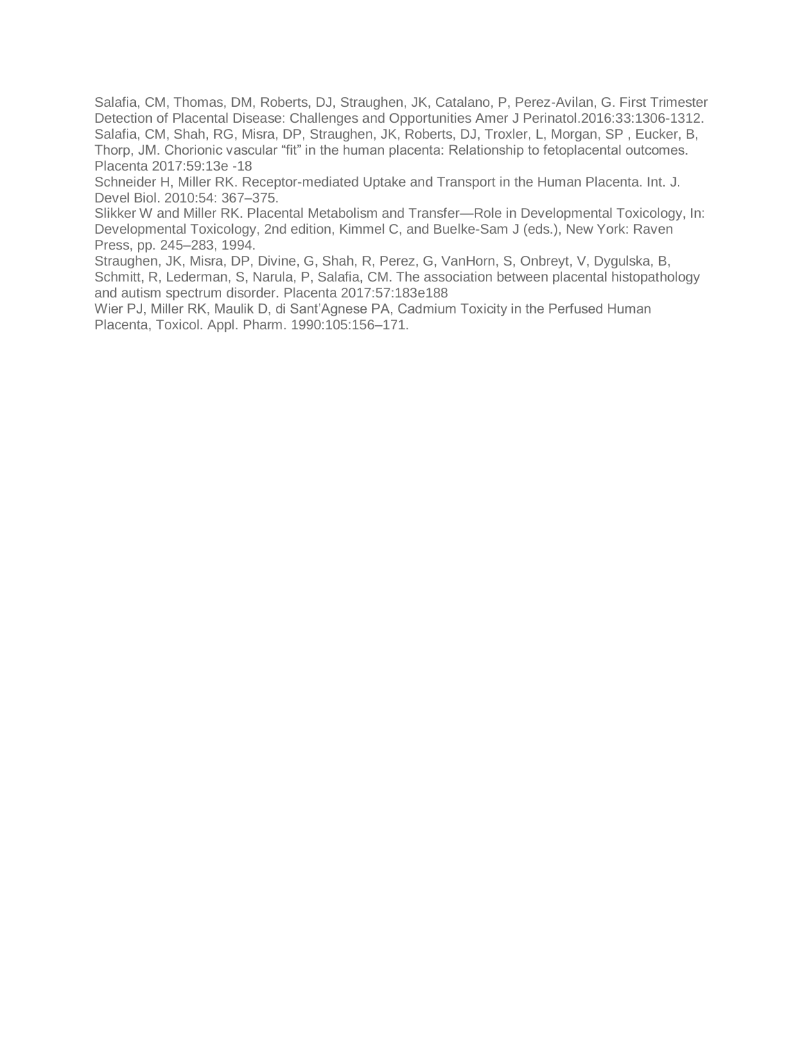Salafia, CM, Thomas, DM, Roberts, DJ, Straughen, JK, Catalano, P, Perez-Avilan, G. First Trimester Detection of Placental Disease: Challenges and Opportunities Amer J Perinatol.2016:33:1306-1312.

Salafia, CM, Shah, RG, Misra, DP, Straughen, JK, Roberts, DJ, Troxler, L, Morgan, SP , Eucker, B, Thorp, JM. Chorionic vascular “fit” in the human placenta: Relationship to fetoplacental outcomes. Placenta 2017:59:13e -18

Schneider H, Miller RK. Receptor-mediated Uptake and Transport in the Human Placenta. Int. J. Devel Biol. 2010:54: 367–375.

Slikker W and Miller RK. Placental Metabolism and Transfer—Role in Developmental Toxicology, In: Developmental Toxicology, 2nd edition, Kimmel C, and Buelke-Sam J (eds.), New York: Raven Press, pp. 245–283, 1994.

Straughen, JK, Misra, DP, Divine, G, Shah, R, Perez, G, VanHorn, S, Onbreyt, V, Dygulska, B, Schmitt, R, Lederman, S, Narula, P, Salafia, CM. The association between placental histopathology and autism spectrum disorder. Placenta 2017:57:183e188

Wier PJ, Miller RK, Maulik D, di Sant’Agnese PA, Cadmium Toxicity in the Perfused Human Placenta, Toxicol. Appl. Pharm. 1990:105:156–171.